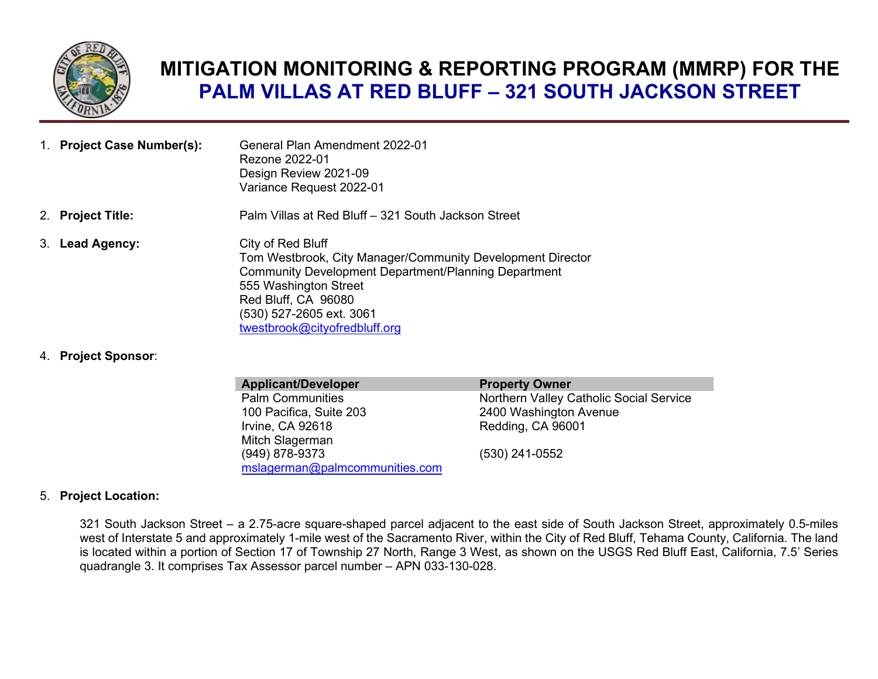# MITIGATION MONITORING & REPORTING PROGRAM (MMRP) FOR THE PALM VILLAS AT RED BLUFF – 321 SOUTH JACKSON STREET

1. **Project Case Number(s):** General Plan Amendment 2022-01
   Rezone 2022-01
   Design Review 2021-09
   Variance Request 2022-01

2. **Project Title:** Palm Villas at Red Bluff – 321 South Jackson Street

3. **Lead Agency:** City of Red Bluff
   Tom Westbrook, City Manager/Community Development Director
   Community Development Department/Planning Department
   555 Washington Street
   Red Bluff, CA 96080
   (530) 527-2605 ext. 3061
   twestbrook@cityofredbluff.org

4. **Project Sponsor**:

| Applicant/Developer | Property Owner |
|---|---|
| Palm Communities | Northern Valley Catholic Social Service |
| 100 Pacifica, Suite 203 | 2400 Washington Avenue |
| Irvine, CA 92618 | Redding, CA 96001 |
| Mitch Slagerman | |
| (949) 878-9373 | (530) 241-0552 |
| mslagerman@palmcommunities.com | |

5. **Project Location:**

   321 South Jackson Street – a 2.75-acre square-shaped parcel adjacent to the east side of South Jackson Street, approximately 0.5-miles west of Interstate 5 and approximately 1-mile west of the Sacramento River, within the City of Red Bluff, Tehama County, California. The land is located within a portion of Section 17 of Township 27 North, Range 3 West, as shown on the USGS Red Bluff East, California, 7.5' Series quadrangle 3. It comprises Tax Assessor parcel number – APN 033-130-028.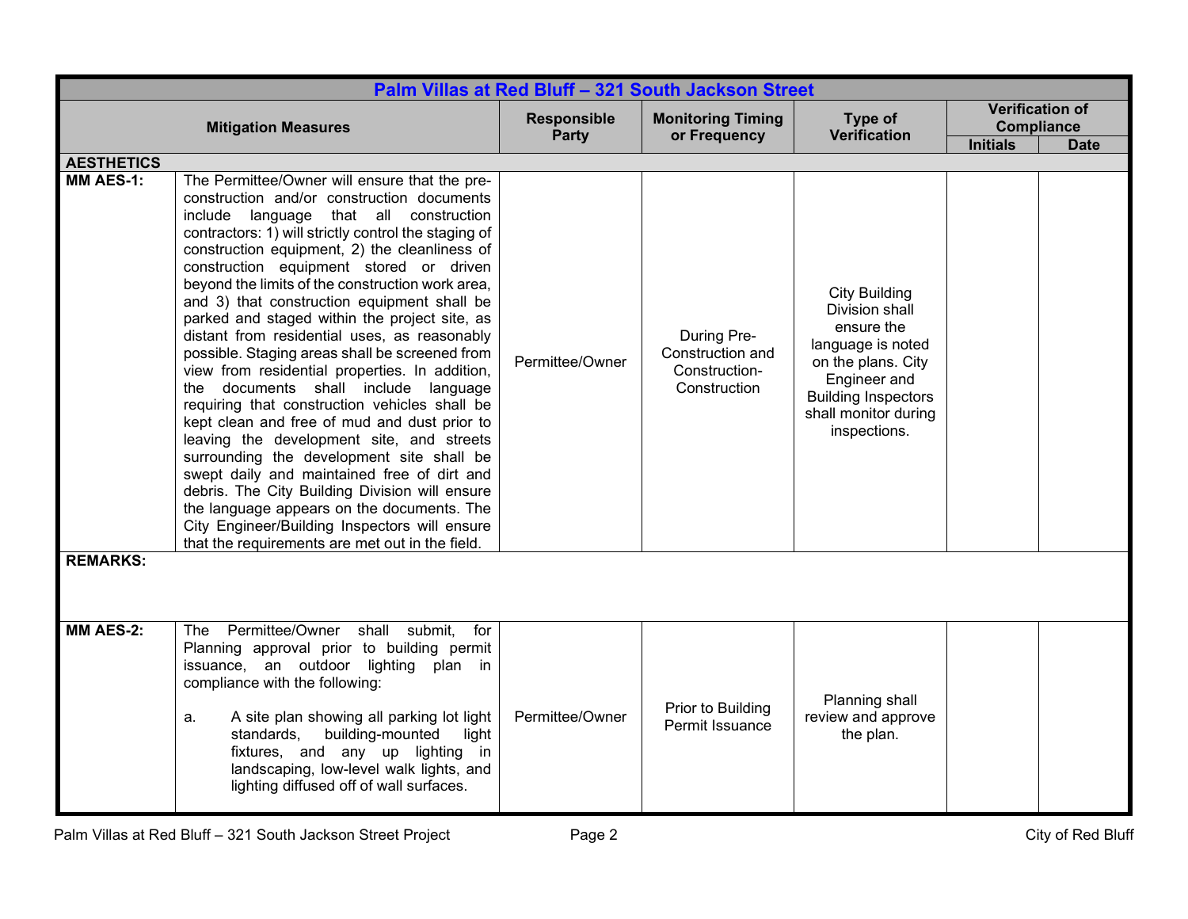| Palm Villas at Red Bluff – 321 South Jackson Street | | | | | | |
|---|---|---|---|---|---|---|
| **Mitigation Measures** | | **Responsible Party** | **Monitoring Timing or Frequency** | **Type of Verification** | **Verification of Compliance** | |
| | | | | | **Initials** | **Date** |
| **AESTHETICS** | | | | | | |
| **MM AES-1:** | The Permittee/Owner will ensure that the pre-construction and/or construction documents include language that all construction contractors: 1) will strictly control the staging of construction equipment, 2) the cleanliness of construction equipment stored or driven beyond the limits of the construction work area, and 3) that construction equipment shall be parked and staged within the project site, as distant from residential uses, as reasonably possible. Staging areas shall be screened from view from residential properties. In addition, the documents shall include language requiring that construction vehicles shall be kept clean and free of mud and dust prior to leaving the development site, and streets surrounding the development site shall be swept daily and maintained free of dirt and debris. The City Building Division will ensure the language appears on the documents. The City Engineer/Building Inspectors will ensure that the requirements are met out in the field. | Permittee/Owner | During Pre-Construction and Construction-Construction | City Building Division shall ensure the language is noted on the plans. City Engineer and Building Inspectors shall monitor during inspections. | | |
| **REMARKS:** | | | | | | |
| **MM AES-2:** | The Permittee/Owner shall submit, for Planning approval prior to building permit issuance, an outdoor lighting plan in compliance with the following:<br><br>a. A site plan showing all parking lot light standards, building-mounted light fixtures, and any up lighting in landscaping, low-level walk lights, and lighting diffused off of wall surfaces. | Permittee/Owner | Prior to Building Permit Issuance | Planning shall review and approve the plan. | | |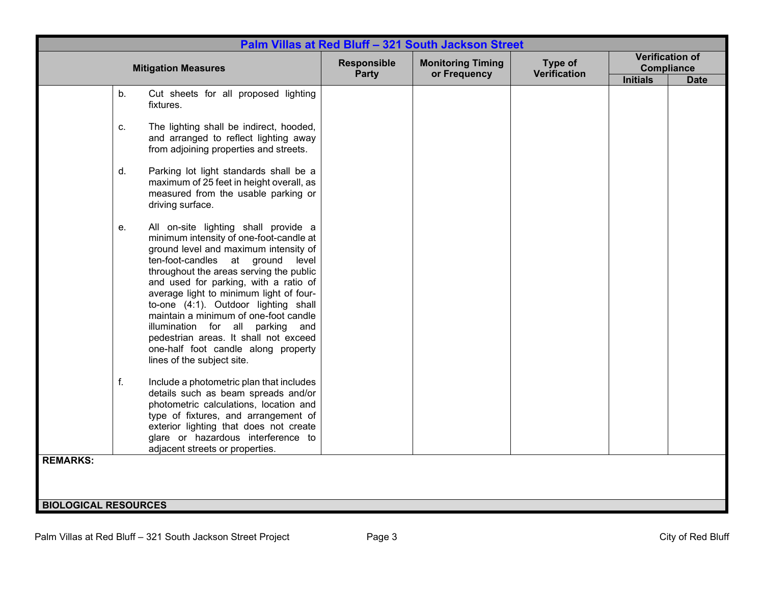| Palm Villas at Red Bluff – 321 South Jackson Street | | | | | |
|---|---|---|---|---|---|
| **Mitigation Measures** | **Responsible Party** | **Monitoring Timing or Frequency** | **Type of Verification** | **Verification of Compliance** | |
| | | | | **Initials** | **Date** |
| b. Cut sheets for all proposed lighting fixtures.<br><br>c. The lighting shall be indirect, hooded, and arranged to reflect lighting away from adjoining properties and streets.<br><br>d. Parking lot light standards shall be a maximum of 25 feet in height overall, as measured from the usable parking or driving surface.<br><br>e. All on-site lighting shall provide a minimum intensity of one-foot-candle at ground level and maximum intensity of ten-foot-candles at ground level throughout the areas serving the public and used for parking, with a ratio of average light to minimum light of four-to-one (4:1). Outdoor lighting shall maintain a minimum of one-foot candle illumination for all parking and pedestrian areas. It shall not exceed one-half foot candle along property lines of the subject site.<br><br>f. Include a photometric plan that includes details such as beam spreads and/or photometric calculations, location and type of fixtures, and arrangement of exterior lighting that does not create glare or hazardous interference to adjacent streets or properties. | | | | | |
| **REMARKS:** | | | | | |
| **BIOLOGICAL RESOURCES** | | | | | |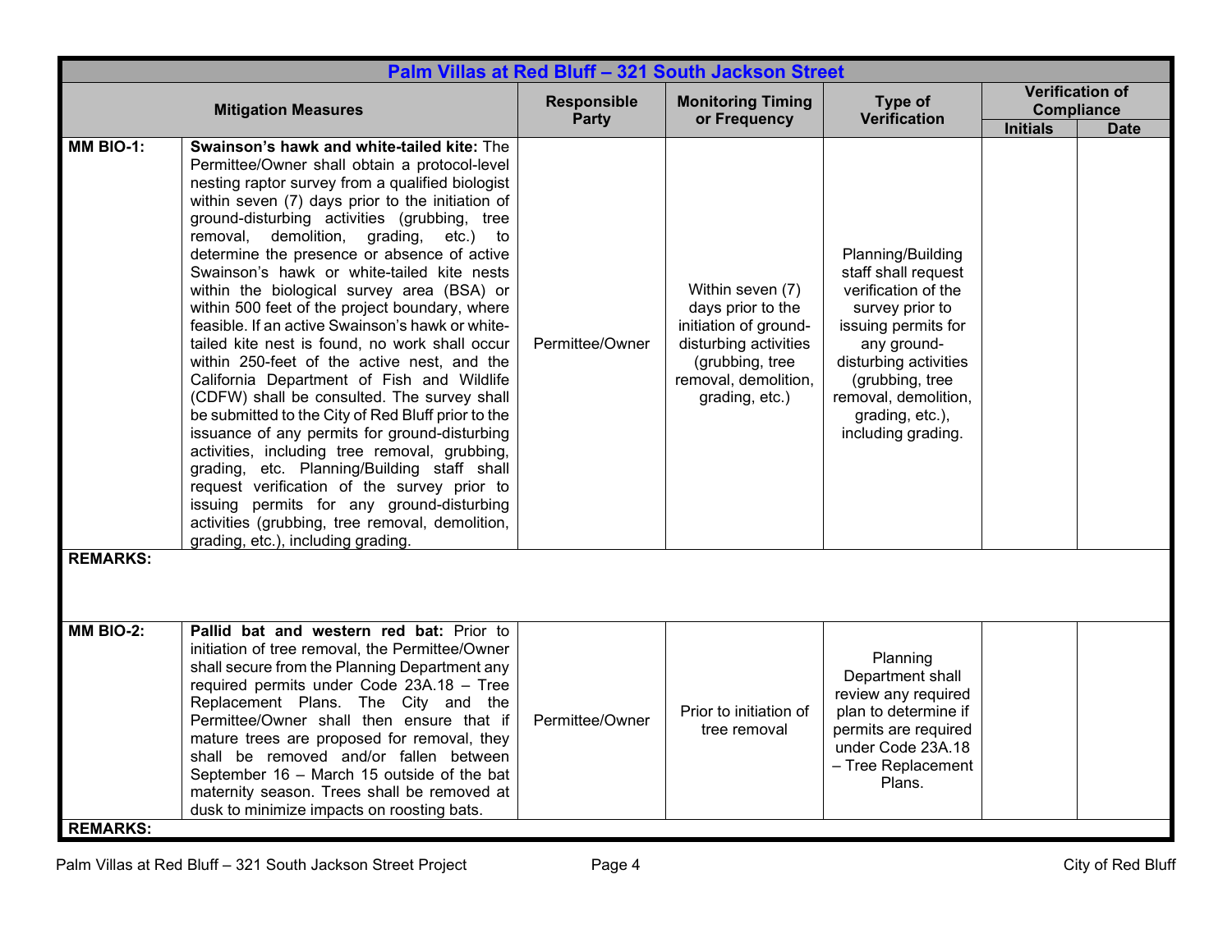| Palm Villas at Red Bluff – 321 South Jackson Street | | | | | | |
|---|---|---|---|---|---|---|
| **Mitigation Measures** | | **Responsible Party** | **Monitoring Timing or Frequency** | **Type of Verification** | **Verification of Compliance** | |
| | | | | | **Initials** | **Date** |
| **MM BIO-1:** | **Swainson's hawk and white-tailed kite:** The Permittee/Owner shall obtain a protocol-level nesting raptor survey from a qualified biologist within seven (7) days prior to the initiation of ground-disturbing activities (grubbing, tree removal, demolition, grading, etc.) to determine the presence or absence of active Swainson's hawk or white-tailed kite nests within the biological survey area (BSA) or within 500 feet of the project boundary, where feasible. If an active Swainson's hawk or white-tailed kite nest is found, no work shall occur within 250-feet of the active nest, and the California Department of Fish and Wildlife (CDFW) shall be consulted. The survey shall be submitted to the City of Red Bluff prior to the issuance of any permits for ground-disturbing activities, including tree removal, grubbing, grading, etc. Planning/Building staff shall request verification of the survey prior to issuing permits for any ground-disturbing activities (grubbing, tree removal, demolition, grading, etc.), including grading. | Permittee/Owner | Within seven (7) days prior to the initiation of ground-disturbing activities (grubbing, tree removal, demolition, grading, etc.) | Planning/Building staff shall request verification of the survey prior to issuing permits for any ground-disturbing activities (grubbing, tree removal, demolition, grading, etc.), including grading. | | |
| **REMARKS:** | | | | | | |
| **MM BIO-2:** | **Pallid bat and western red bat:** Prior to initiation of tree removal, the Permittee/Owner shall secure from the Planning Department any required permits under Code 23A.18 – Tree Replacement Plans. The City and the Permittee/Owner shall then ensure that if mature trees are proposed for removal, they shall be removed and/or fallen between September 16 – March 15 outside of the bat maternity season. Trees shall be removed at dusk to minimize impacts on roosting bats. | Permittee/Owner | Prior to initiation of tree removal | Planning Department shall review any required plan to determine if permits are required under Code 23A.18 – Tree Replacement Plans. | | |
| **REMARKS:** | | | | | | |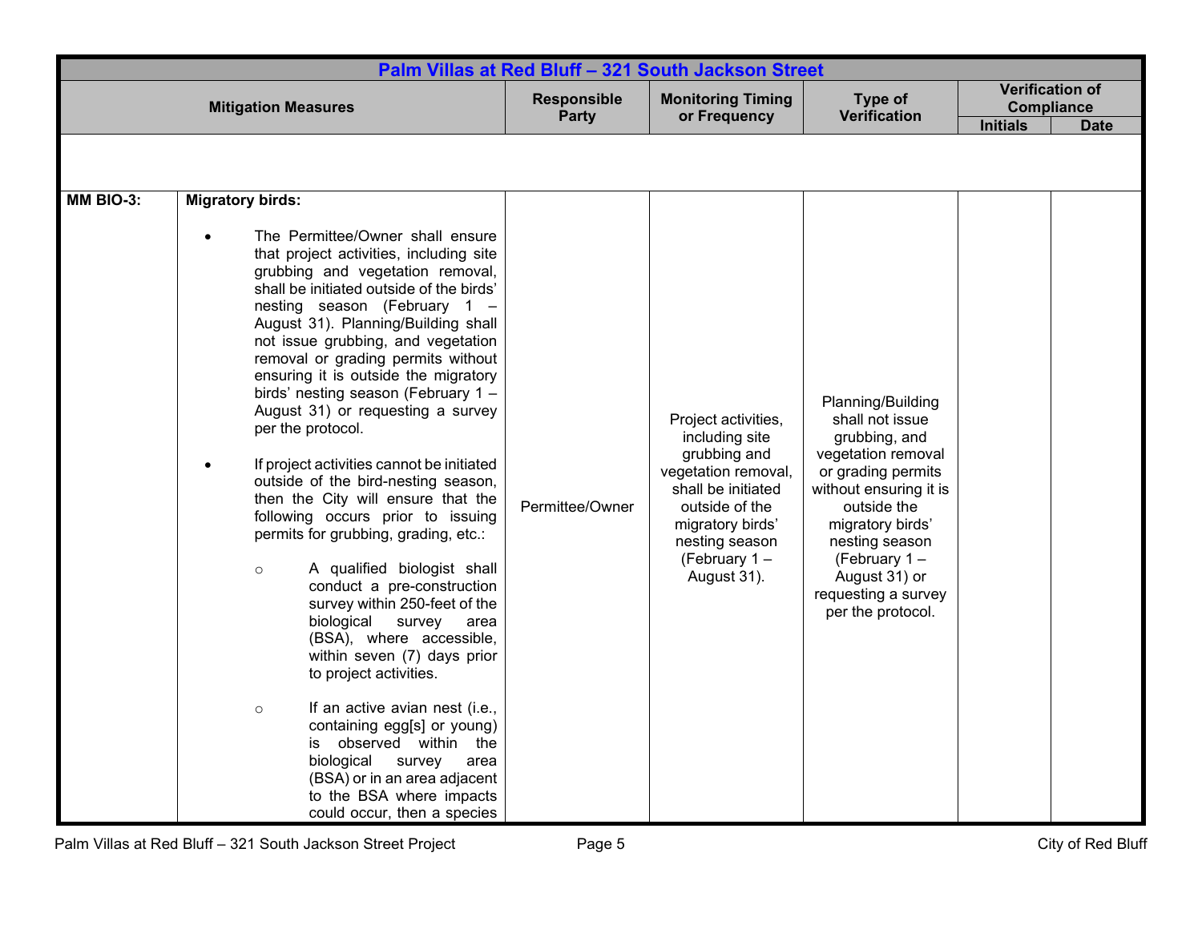| Palm Villas at Red Bluff – 321 South Jackson Street | | | | | | |
|---|---|---|---|---|---|---|
| **Mitigation Measures** | | **Responsible Party** | **Monitoring Timing or Frequency** | **Type of Verification** | **Verification of Compliance** | |
| | | | | | **Initials** | **Date** |
| | | | | | | |
| **MM BIO-3:** | **Migratory birds:**<br><br>• The Permittee/Owner shall ensure that project activities, including site grubbing and vegetation removal, shall be initiated outside of the birds' nesting season (February 1 – August 31). Planning/Building shall not issue grubbing, and vegetation removal or grading permits without ensuring it is outside the migratory birds' nesting season (February 1 – August 31) or requesting a survey per the protocol.<br><br>• If project activities cannot be initiated outside of the bird-nesting season, then the City will ensure that the following occurs prior to issuing permits for grubbing, grading, etc.:<br><br>○ A qualified biologist shall conduct a pre-construction survey within 250-feet of the biological survey area (BSA), where accessible, within seven (7) days prior to project activities.<br><br>○ If an active avian nest (i.e., containing egg[s] or young) is observed within the biological survey area (BSA) or in an area adjacent to the BSA where impacts could occur, then a species | Permittee/Owner | Project activities, including site grubbing and vegetation removal, shall be initiated outside of the migratory birds' nesting season (February 1 – August 31). | Planning/Building shall not issue grubbing, and vegetation removal or grading permits without ensuring it is outside the migratory birds' nesting season (February 1 – August 31) or requesting a survey per the protocol. | | |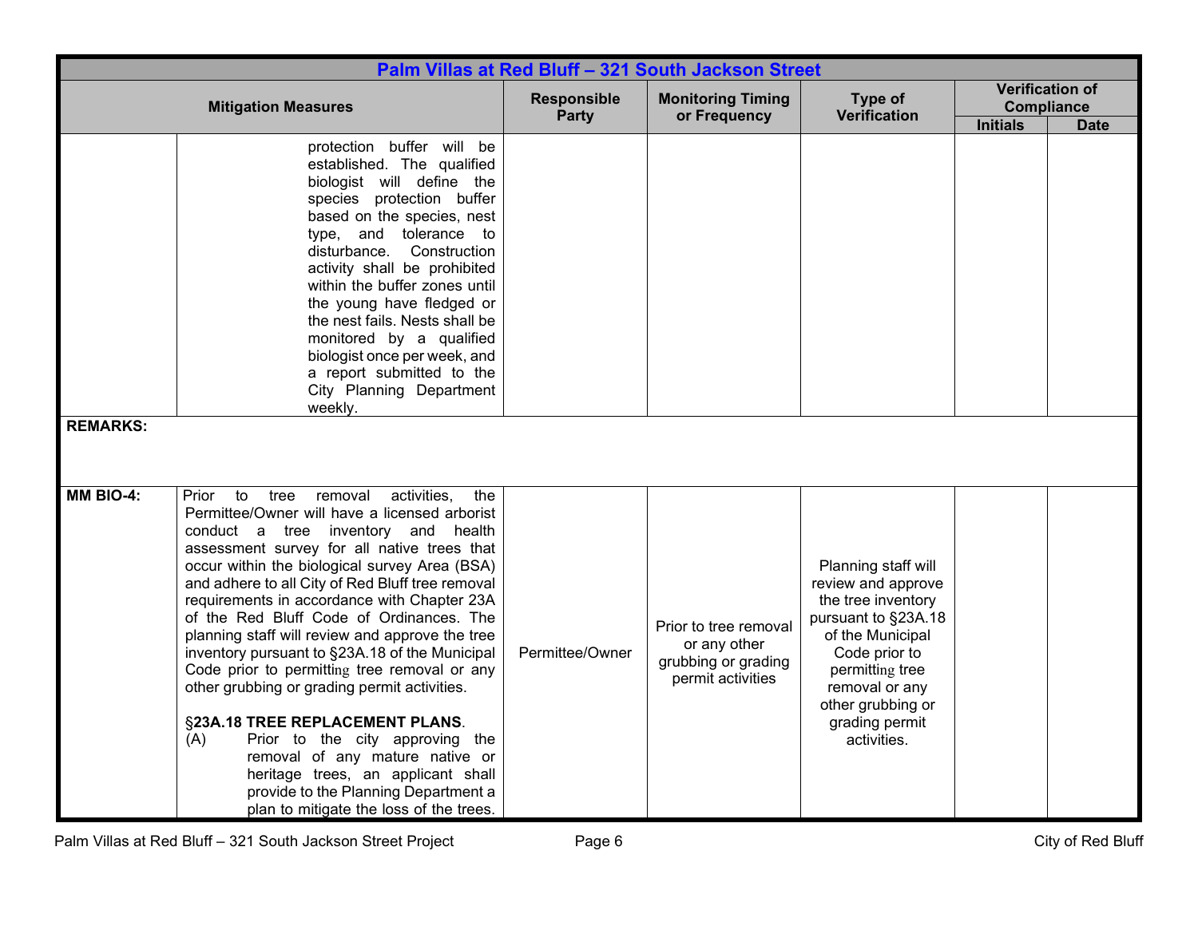| Palm Villas at Red Bluff – 321 South Jackson Street | | | | | | |
|---|---|---|---|---|---|---|
| **Mitigation Measures** | | **Responsible Party** | **Monitoring Timing or Frequency** | **Type of Verification** | **Verification of Compliance** | |
| | | | | | **Initials** | **Date** |
| | protection buffer will be established. The qualified biologist will define the species protection buffer based on the species, nest type, and tolerance to disturbance. Construction activity shall be prohibited within the buffer zones until the young have fledged or the nest fails. Nests shall be monitored by a qualified biologist once per week, and a report submitted to the City Planning Department weekly. | | | | | |
| **REMARKS:** | | | | | | |
| **MM BIO-4:** | Prior to tree removal activities, the Permittee/Owner will have a licensed arborist conduct a tree inventory and health assessment survey for all native trees that occur within the biological survey Area (BSA) and adhere to all City of Red Bluff tree removal requirements in accordance with Chapter 23A of the Red Bluff Code of Ordinances. The planning staff will review and approve the tree inventory pursuant to §23A.18 of the Municipal Code prior to permitting tree removal or any other grubbing or grading permit activities.<br><br>§**23A.18 TREE REPLACEMENT PLANS**.<br>(A) Prior to the city approving the removal of any mature native or heritage trees, an applicant shall provide to the Planning Department a plan to mitigate the loss of the trees. | Permittee/Owner | Prior to tree removal or any other grubbing or grading permit activities | Planning staff will review and approve the tree inventory pursuant to §23A.18 of the Municipal Code prior to permitting tree removal or any other grubbing or grading permit activities. | | |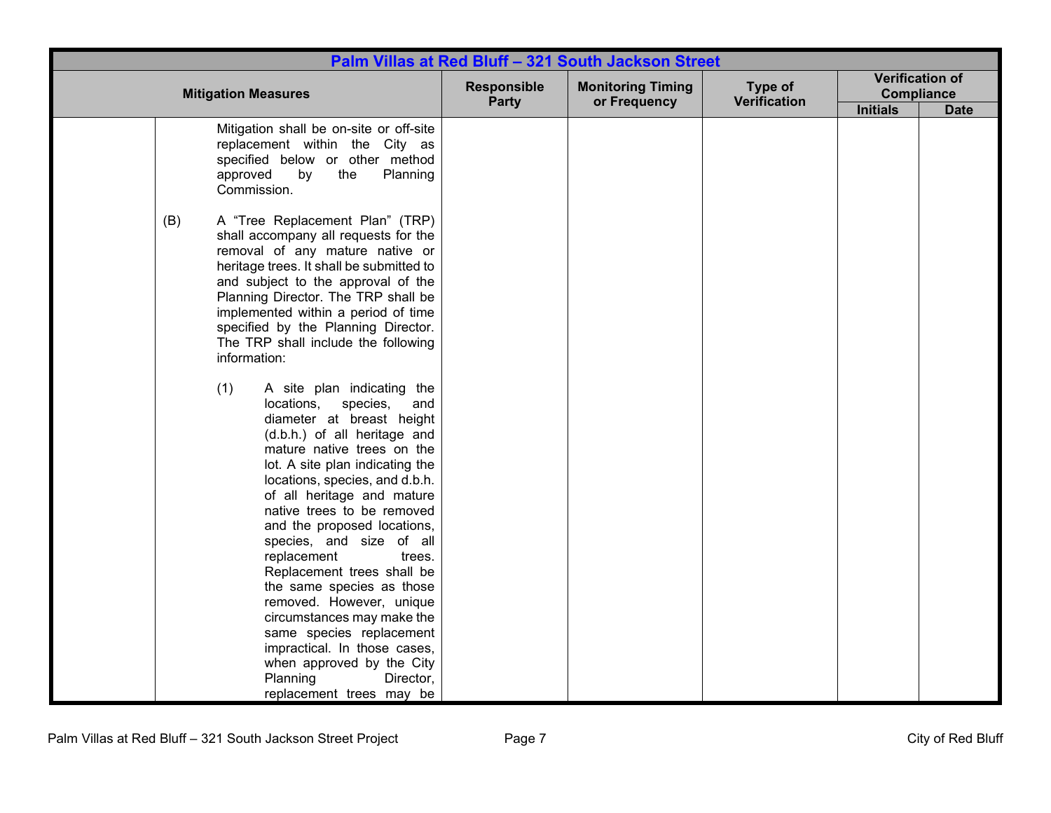## Palm Villas at Red Bluff – 321 South Jackson Street

| Mitigation Measures | Responsible Party | Monitoring Timing or Frequency | Type of Verification | Verification of Compliance | |
|---|---|---|---|---|---|
| | | | | Initials | Date |
| Mitigation shall be on-site or off-site replacement within the City as specified below or other method approved by the Planning Commission.<br><br>(B) A "Tree Replacement Plan" (TRP) shall accompany all requests for the removal of any mature native or heritage trees. It shall be submitted to and subject to the approval of the Planning Director. The TRP shall be implemented within a period of time specified by the Planning Director. The TRP shall include the following information:<br><br>(1) A site plan indicating the locations, species, and diameter at breast height (d.b.h.) of all heritage and mature native trees on the lot. A site plan indicating the locations, species, and d.b.h. of all heritage and mature native trees to be removed and the proposed locations, species, and size of all replacement trees. Replacement trees shall be the same species as those removed. However, unique circumstances may make the same species replacement impractical. In those cases, when approved by the City Planning Director, replacement trees may be | | | | | |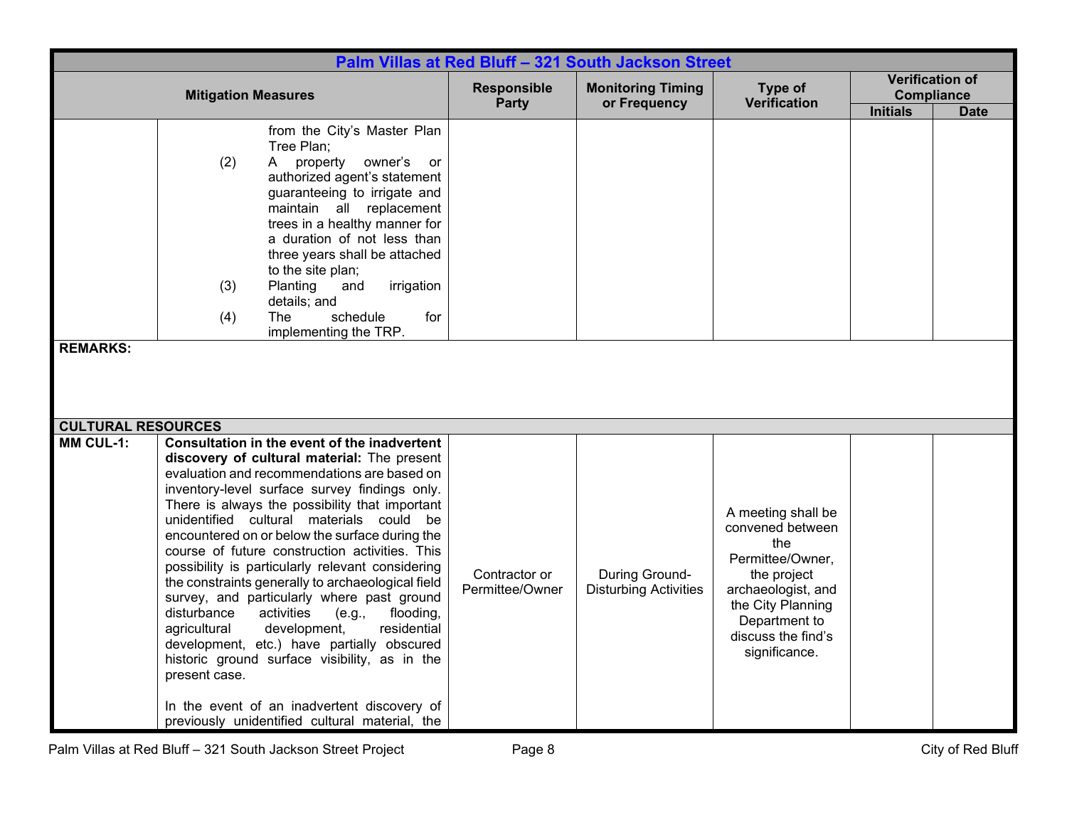| Palm Villas at Red Bluff – 321 South Jackson Street | | | | | | |
|---|---|---|---|---|---|---|
| **Mitigation Measures** | | **Responsible Party** | **Monitoring Timing or Frequency** | **Type of Verification** | **Verification of Compliance** | |
| | | | | | **Initials** | **Date** |
| | from the City's Master Plan Tree Plan;<br>(2) A property owner's or authorized agent's statement guaranteeing to irrigate and maintain all replacement trees in a healthy manner for a duration of not less than three years shall be attached to the site plan;<br>(3) Planting and irrigation details; and<br>(4) The schedule for implementing the TRP. | | | | | |
| **REMARKS:** | | | | | | |
| **CULTURAL RESOURCES** | | | | | | |
| **MM CUL-1:** | **Consultation in the event of the inadvertent discovery of cultural material:** The present evaluation and recommendations are based on inventory-level surface survey findings only. There is always the possibility that important unidentified cultural materials could be encountered on or below the surface during the course of future construction activities. This possibility is particularly relevant considering the constraints generally to archaeological field survey, and particularly where past ground disturbance activities (e.g., flooding, agricultural development, residential development, etc.) have partially obscured historic ground surface visibility, as in the present case.<br><br>In the event of an inadvertent discovery of previously unidentified cultural material, the | Contractor or Permittee/Owner | During Ground-Disturbing Activities | A meeting shall be convened between the Permittee/Owner, the project archaeologist, and the City Planning Department to discuss the find's significance. | | |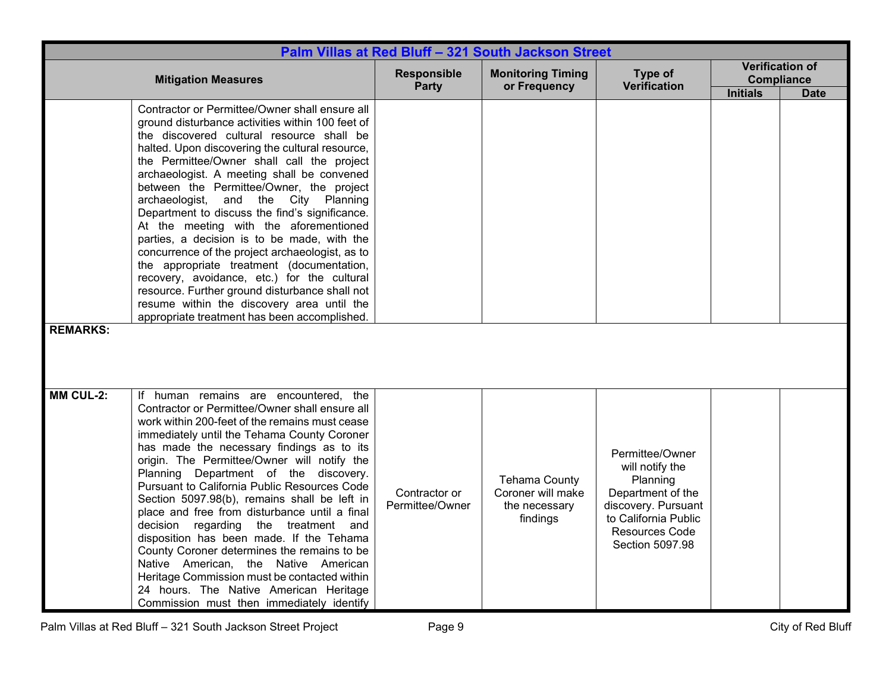| Palm Villas at Red Bluff – 321 South Jackson Street | | | | | | |
|---|---|---|---|---|---|---|
| **Mitigation Measures** | | **Responsible Party** | **Monitoring Timing or Frequency** | **Type of Verification** | **Verification of Compliance** | |
| | | | | | **Initials** | **Date** |
| | Contractor or Permittee/Owner shall ensure all ground disturbance activities within 100 feet of the discovered cultural resource shall be halted. Upon discovering the cultural resource, the Permittee/Owner shall call the project archaeologist. A meeting shall be convened between the Permittee/Owner, the project archaeologist, and the City Planning Department to discuss the find's significance. At the meeting with the aforementioned parties, a decision is to be made, with the concurrence of the project archaeologist, as to the appropriate treatment (documentation, recovery, avoidance, etc.) for the cultural resource. Further ground disturbance shall not resume within the discovery area until the appropriate treatment has been accomplished. | | | | | |
| **REMARKS:** | | | | | | |
| **MM CUL-2:** | If human remains are encountered, the Contractor or Permittee/Owner shall ensure all work within 200-feet of the remains must cease immediately until the Tehama County Coroner has made the necessary findings as to its origin. The Permittee/Owner will notify the Planning Department of the discovery. Pursuant to California Public Resources Code Section 5097.98(b), remains shall be left in place and free from disturbance until a final decision regarding the treatment and disposition has been made. If the Tehama County Coroner determines the remains to be Native American, the Native American Heritage Commission must be contacted within 24 hours. The Native American Heritage Commission must then immediately identify | Contractor or Permittee/Owner | Tehama County Coroner will make the necessary findings | Permittee/Owner will notify the Planning Department of the discovery. Pursuant to California Public Resources Code Section 5097.98 | | |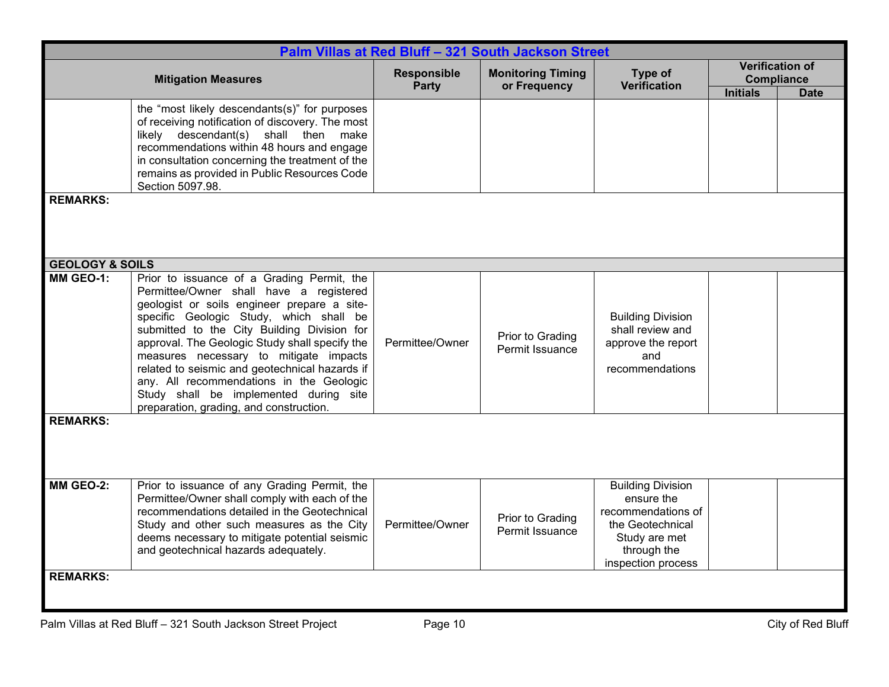| Palm Villas at Red Bluff – 321 South Jackson Street | | | | | | |
|---|---|---|---|---|---|---|
| **Mitigation Measures** | | **Responsible Party** | **Monitoring Timing or Frequency** | **Type of Verification** | **Verification of Compliance** | |
| | | | | | **Initials** | **Date** |
| | the “most likely descendants(s)” for purposes of receiving notification of discovery. The most likely descendant(s) shall then make recommendations within 48 hours and engage in consultation concerning the treatment of the remains as provided in Public Resources Code Section 5097.98. | | | | | |
| **REMARKS:** | | | | | | |
| **GEOLOGY & SOILS** | | | | | | |
| **MM GEO-1:** | Prior to issuance of a Grading Permit, the Permittee/Owner shall have a registered geologist or soils engineer prepare a site-specific Geologic Study, which shall be submitted to the City Building Division for approval. The Geologic Study shall specify the measures necessary to mitigate impacts related to seismic and geotechnical hazards if any. All recommendations in the Geologic Study shall be implemented during site preparation, grading, and construction. | Permittee/Owner | Prior to Grading Permit Issuance | Building Division shall review and approve the report and recommendations | | |
| **REMARKS:** | | | | | | |
| **MM GEO-2:** | Prior to issuance of any Grading Permit, the Permittee/Owner shall comply with each of the recommendations detailed in the Geotechnical Study and other such measures as the City deems necessary to mitigate potential seismic and geotechnical hazards adequately. | Permittee/Owner | Prior to Grading Permit Issuance | Building Division ensure the recommendations of the Geotechnical Study are met through the inspection process | | |
| **REMARKS:** | | | | | | |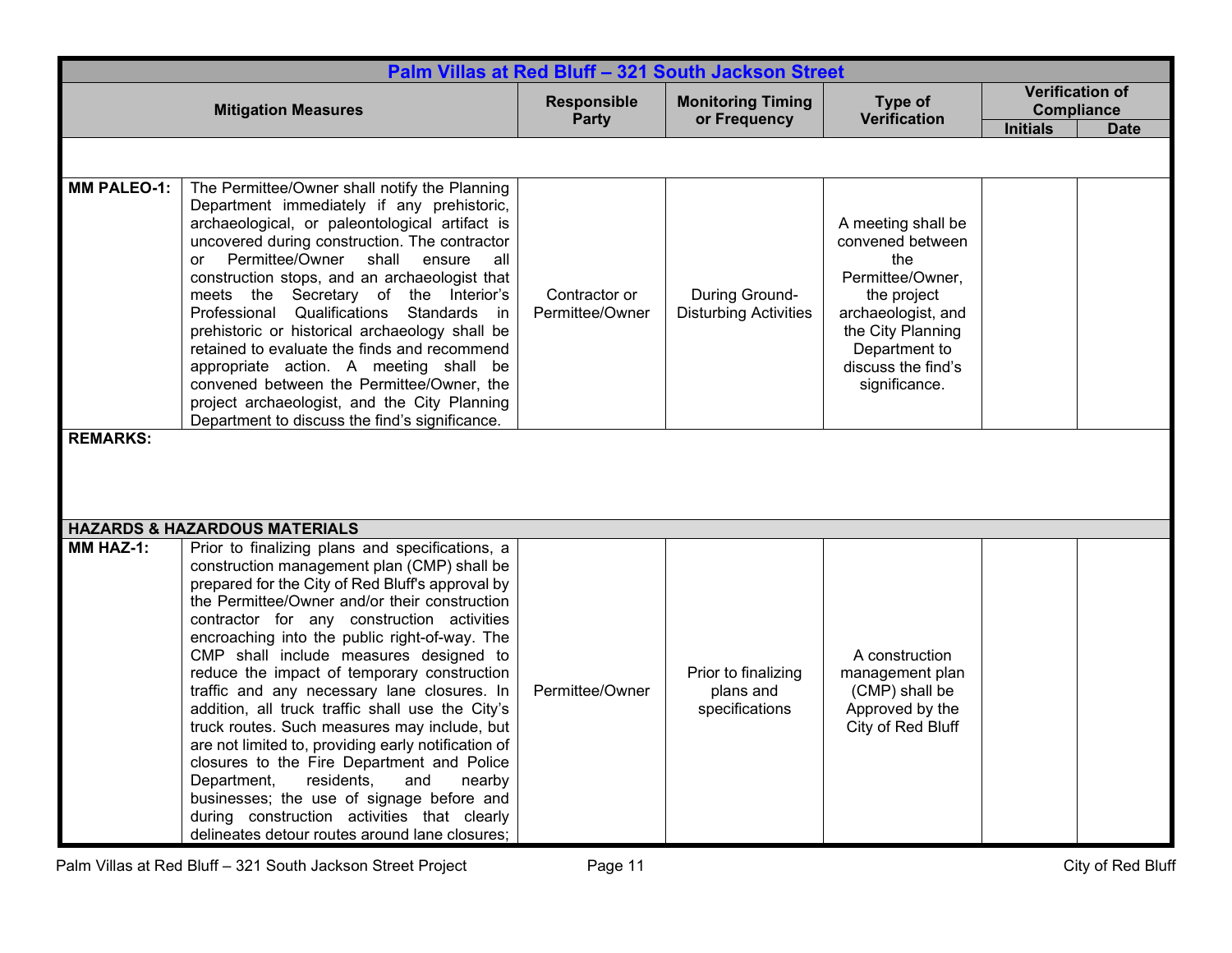| Palm Villas at Red Bluff – 321 South Jackson Street | | | | | | |
|---|---|---|---|---|---|---|
| **Mitigation Measures** | | **Responsible Party** | **Monitoring Timing or Frequency** | **Type of Verification** | **Verification of Compliance** | |
| | | | | | **Initials** | **Date** |
| | | | | | | |
| **MM PALEO-1:** | The Permittee/Owner shall notify the Planning Department immediately if any prehistoric, archaeological, or paleontological artifact is uncovered during construction. The contractor or Permittee/Owner shall ensure all construction stops, and an archaeologist that meets the Secretary of the Interior's Professional Qualifications Standards in prehistoric or historical archaeology shall be retained to evaluate the finds and recommend appropriate action. A meeting shall be convened between the Permittee/Owner, the project archaeologist, and the City Planning Department to discuss the find's significance. | Contractor or Permittee/Owner | During Ground-Disturbing Activities | A meeting shall be convened between the Permittee/Owner, the project archaeologist, and the City Planning Department to discuss the find's significance. | | |
| **REMARKS:** | | | | | | |
| **HAZARDS & HAZARDOUS MATERIALS** | | | | | | |
| **MM HAZ-1:** | Prior to finalizing plans and specifications, a construction management plan (CMP) shall be prepared for the City of Red Bluff's approval by the Permittee/Owner and/or their construction contractor for any construction activities encroaching into the public right-of-way. The CMP shall include measures designed to reduce the impact of temporary construction traffic and any necessary lane closures. In addition, all truck traffic shall use the City's truck routes. Such measures may include, but are not limited to, providing early notification of closures to the Fire Department and Police Department, residents, and nearby businesses; the use of signage before and during construction activities that clearly delineates detour routes around lane closures; | Permittee/Owner | Prior to finalizing plans and specifications | A construction management plan (CMP) shall be Approved by the City of Red Bluff | | |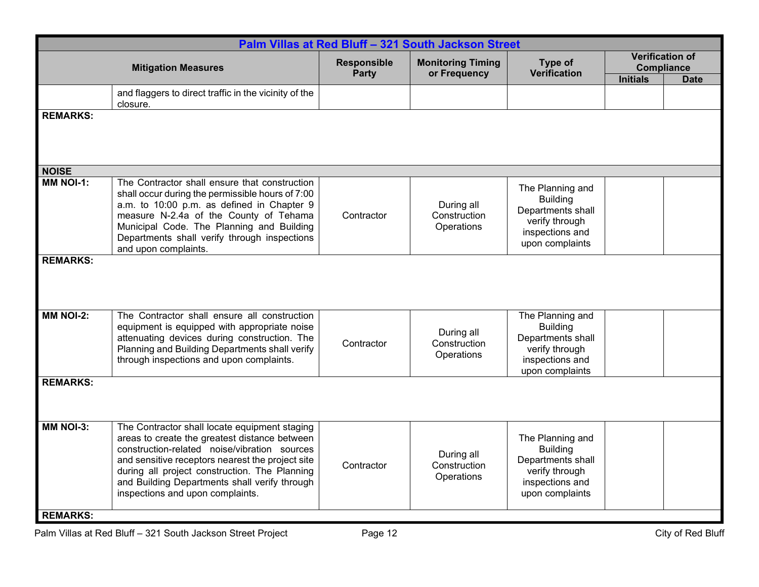| Palm Villas at Red Bluff – 321 South Jackson Street | | | | | | |
|---|---|---|---|---|---|---|
| **Mitigation Measures** | | **Responsible Party** | **Monitoring Timing or Frequency** | **Type of Verification** | **Verification of Compliance** | |
| | | | | | **Initials** | **Date** |
| | and flaggers to direct traffic in the vicinity of the closure. | | | | | |
| **REMARKS:** | | | | | | |
| **NOISE** | | | | | | |
| **MM NOI-1:** | The Contractor shall ensure that construction shall occur during the permissible hours of 7:00 a.m. to 10:00 p.m. as defined in Chapter 9 measure N-2.4a of the County of Tehama Municipal Code. The Planning and Building Departments shall verify through inspections and upon complaints. | Contractor | During all Construction Operations | The Planning and Building Departments shall verify through inspections and upon complaints | | |
| **REMARKS:** | | | | | | |
| **MM NOI-2:** | The Contractor shall ensure all construction equipment is equipped with appropriate noise attenuating devices during construction. The Planning and Building Departments shall verify through inspections and upon complaints. | Contractor | During all Construction Operations | The Planning and Building Departments shall verify through inspections and upon complaints | | |
| **REMARKS:** | | | | | | |
| **MM NOI-3:** | The Contractor shall locate equipment staging areas to create the greatest distance between construction-related noise/vibration sources and sensitive receptors nearest the project site during all project construction. The Planning and Building Departments shall verify through inspections and upon complaints. | Contractor | During all Construction Operations | The Planning and Building Departments shall verify through inspections and upon complaints | | |
| **REMARKS:** | | | | | | |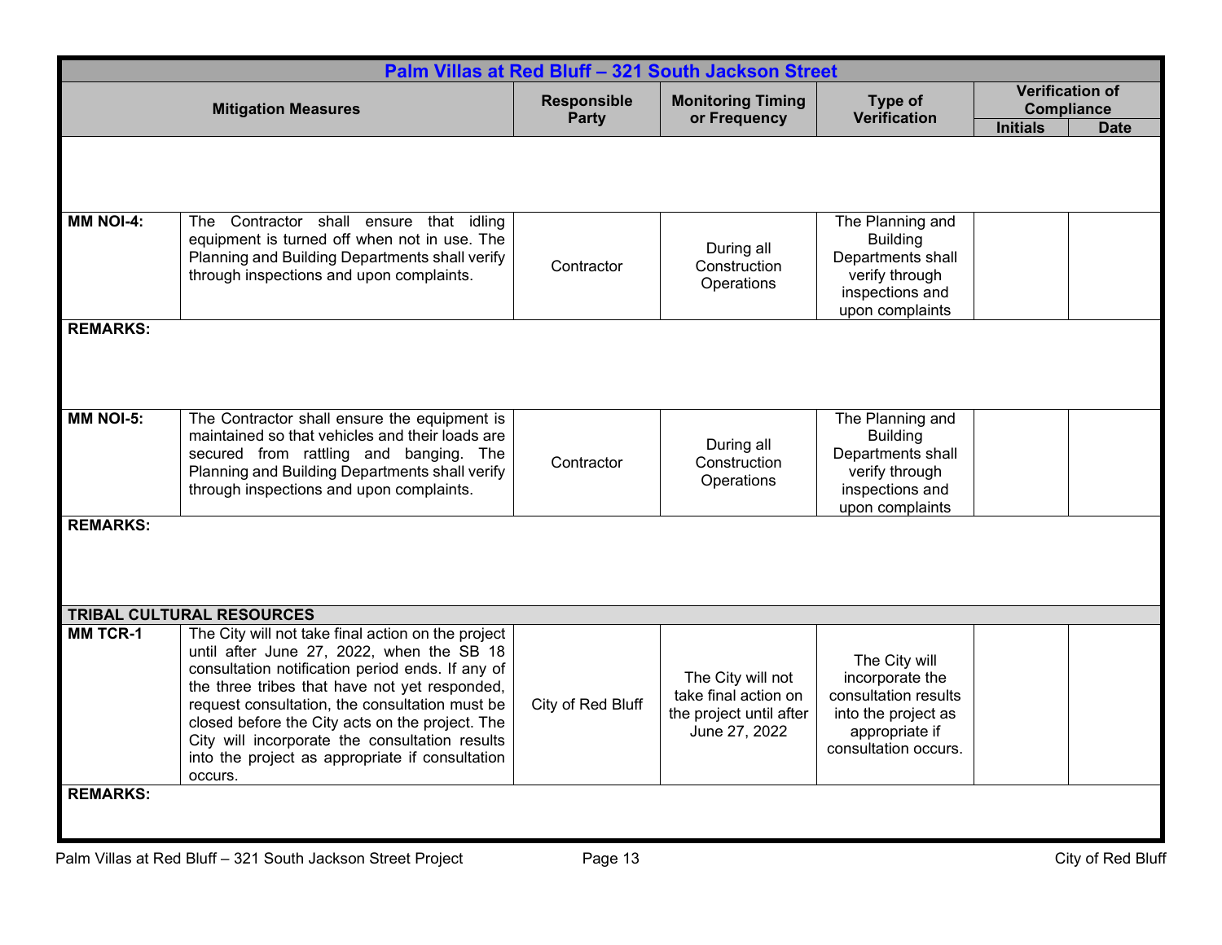| Palm Villas at Red Bluff – 321 South Jackson Street | | | | | | |
|---|---|---|---|---|---|---|
| Mitigation Measures | | Responsible Party | Monitoring Timing or Frequency | Type of Verification | Verification of Compliance | |
| | | | | | Initials | Date |
| | | | | | | |
| MM NOI-4: | The Contractor shall ensure that idling equipment is turned off when not in use. The Planning and Building Departments shall verify through inspections and upon complaints. | Contractor | During all Construction Operations | The Planning and Building Departments shall verify through inspections and upon complaints | | |
| REMARKS: | | | | | | |
| MM NOI-5: | The Contractor shall ensure the equipment is maintained so that vehicles and their loads are secured from rattling and banging. The Planning and Building Departments shall verify through inspections and upon complaints. | Contractor | During all Construction Operations | The Planning and Building Departments shall verify through inspections and upon complaints | | |
| REMARKS: | | | | | | |
| TRIBAL CULTURAL RESOURCES | | | | | | |
| MM TCR-1 | The City will not take final action on the project until after June 27, 2022, when the SB 18 consultation notification period ends. If any of the three tribes that have not yet responded, request consultation, the consultation must be closed before the City acts on the project. The City will incorporate the consultation results into the project as appropriate if consultation occurs. | City of Red Bluff | The City will not take final action on the project until after June 27, 2022 | The City will incorporate the consultation results into the project as appropriate if consultation occurs. | | |
| REMARKS: | | | | | | |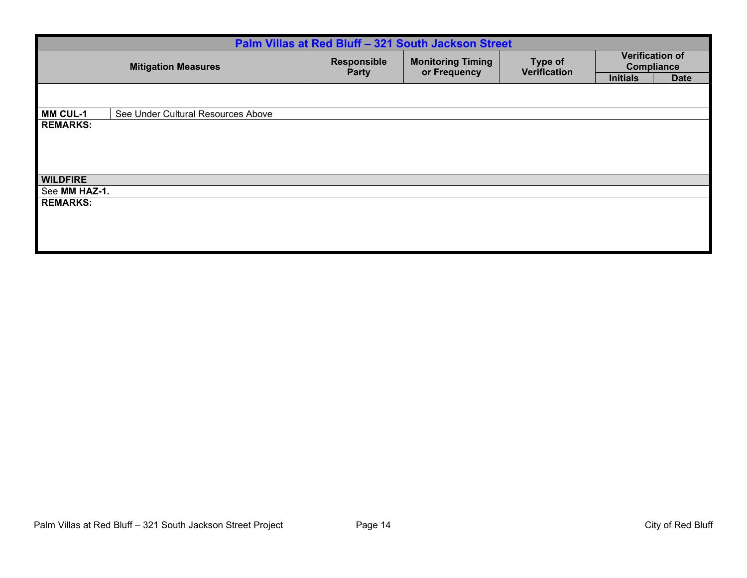| Palm Villas at Red Bluff – 321 South Jackson Street | | | | | | | |
|---|---|---|---|---|---|---|---|
| Mitigation Measures | | Responsible Party | Monitoring Timing or Frequency | Type of Verification | Verification of Compliance | |
| | | | | | Initials | Date |
| | | | | | | |
| **MM CUL-1** | See Under Cultural Resources Above | | | | | |
| **REMARKS:** | | | | | | |
| **WILDFIRE** | | | | | | |
| See **MM HAZ-1.** | | | | | | |
| **REMARKS:** | | | | | | |